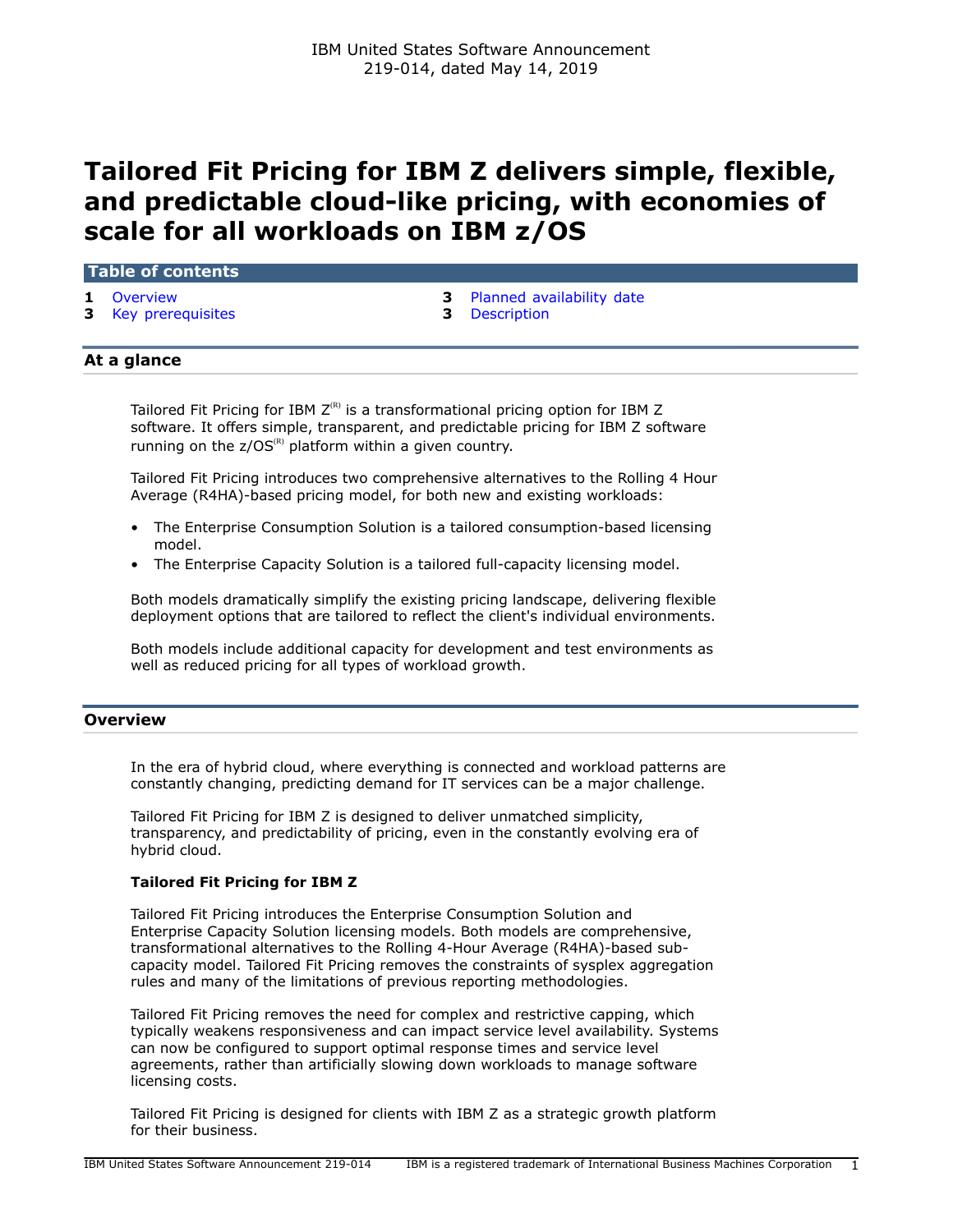IBM United States Software Announcement
219-014, dated May 14, 2019

# Tailored Fit Pricing for IBM Z delivers simple, flexible, and predictable cloud-like pricing, with economies of scale for all workloads on IBM z/OS

## Table of contents

- 1 Overview
- 3 Key prerequisites
- 3 Planned availability date
- 3 Description

## At a glance

Tailored Fit Pricing for IBM Z(R) is a transformational pricing option for IBM Z software. It offers simple, transparent, and predictable pricing for IBM Z software running on the z/OS(R) platform within a given country.

Tailored Fit Pricing introduces two comprehensive alternatives to the Rolling 4 Hour Average (R4HA)-based pricing model, for both new and existing workloads:

- The Enterprise Consumption Solution is a tailored consumption-based licensing model.
- The Enterprise Capacity Solution is a tailored full-capacity licensing model.

Both models dramatically simplify the existing pricing landscape, delivering flexible deployment options that are tailored to reflect the client's individual environments.

Both models include additional capacity for development and test environments as well as reduced pricing for all types of workload growth.

## Overview

In the era of hybrid cloud, where everything is connected and workload patterns are constantly changing, predicting demand for IT services can be a major challenge.

Tailored Fit Pricing for IBM Z is designed to deliver unmatched simplicity, transparency, and predictability of pricing, even in the constantly evolving era of hybrid cloud.

### Tailored Fit Pricing for IBM Z

Tailored Fit Pricing introduces the Enterprise Consumption Solution and Enterprise Capacity Solution licensing models. Both models are comprehensive, transformational alternatives to the Rolling 4-Hour Average (R4HA)-based sub-capacity model. Tailored Fit Pricing removes the constraints of sysplex aggregation rules and many of the limitations of previous reporting methodologies.

Tailored Fit Pricing removes the need for complex and restrictive capping, which typically weakens responsiveness and can impact service level availability. Systems can now be configured to support optimal response times and service level agreements, rather than artificially slowing down workloads to manage software licensing costs.

Tailored Fit Pricing is designed for clients with IBM Z as a strategic growth platform for their business.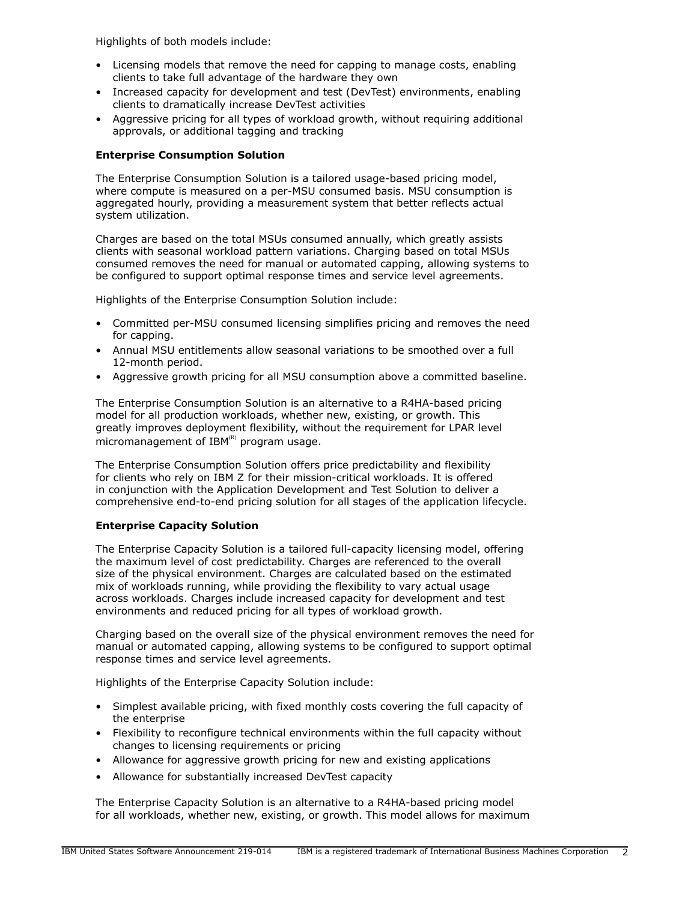Highlights of both models include:

- Licensing models that remove the need for capping to manage costs, enabling clients to take full advantage of the hardware they own
- Increased capacity for development and test (DevTest) environments, enabling clients to dramatically increase DevTest activities
- Aggressive pricing for all types of workload growth, without requiring additional approvals, or additional tagging and tracking

**Enterprise Consumption Solution**

The Enterprise Consumption Solution is a tailored usage-based pricing model, where compute is measured on a per-MSU consumed basis. MSU consumption is aggregated hourly, providing a measurement system that better reflects actual system utilization.

Charges are based on the total MSUs consumed annually, which greatly assists clients with seasonal workload pattern variations. Charging based on total MSUs consumed removes the need for manual or automated capping, allowing systems to be configured to support optimal response times and service level agreements.

Highlights of the Enterprise Consumption Solution include:

- Committed per-MSU consumed licensing simplifies pricing and removes the need for capping.
- Annual MSU entitlements allow seasonal variations to be smoothed over a full 12-month period.
- Aggressive growth pricing for all MSU consumption above a committed baseline.

The Enterprise Consumption Solution is an alternative to a R4HA-based pricing model for all production workloads, whether new, existing, or growth. This greatly improves deployment flexibility, without the requirement for LPAR level micromanagement of IBM(R) program usage.

The Enterprise Consumption Solution offers price predictability and flexibility for clients who rely on IBM Z for their mission-critical workloads. It is offered in conjunction with the Application Development and Test Solution to deliver a comprehensive end-to-end pricing solution for all stages of the application lifecycle.

**Enterprise Capacity Solution**

The Enterprise Capacity Solution is a tailored full-capacity licensing model, offering the maximum level of cost predictability. Charges are referenced to the overall size of the physical environment. Charges are calculated based on the estimated mix of workloads running, while providing the flexibility to vary actual usage across workloads. Charges include increased capacity for development and test environments and reduced pricing for all types of workload growth.

Charging based on the overall size of the physical environment removes the need for manual or automated capping, allowing systems to be configured to support optimal response times and service level agreements.

Highlights of the Enterprise Capacity Solution include:

- Simplest available pricing, with fixed monthly costs covering the full capacity of the enterprise
- Flexibility to reconfigure technical environments within the full capacity without changes to licensing requirements or pricing
- Allowance for aggressive growth pricing for new and existing applications
- Allowance for substantially increased DevTest capacity

The Enterprise Capacity Solution is an alternative to a R4HA-based pricing model for all workloads, whether new, existing, or growth. This model allows for maximum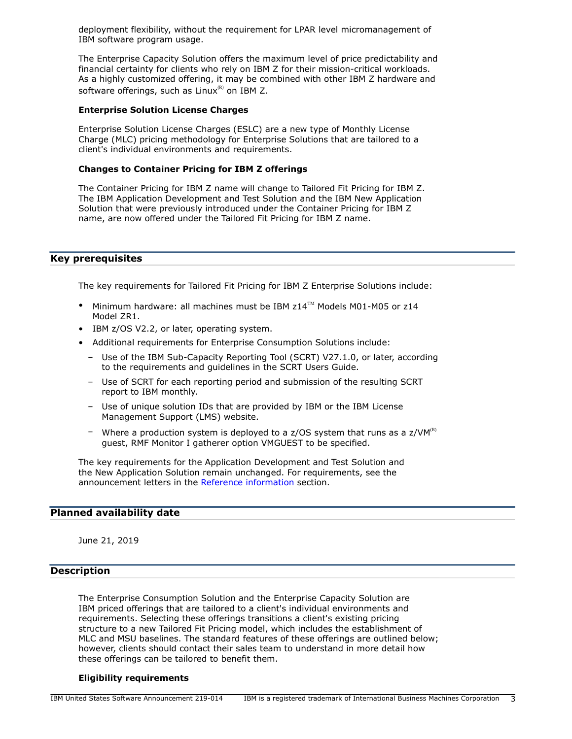deployment flexibility, without the requirement for LPAR level micromanagement of IBM software program usage.

The Enterprise Capacity Solution offers the maximum level of price predictability and financial certainty for clients who rely on IBM Z for their mission-critical workloads. As a highly customized offering, it may be combined with other IBM Z hardware and software offerings, such as Linux(R) on IBM Z.

**Enterprise Solution License Charges**

Enterprise Solution License Charges (ESLC) are a new type of Monthly License Charge (MLC) pricing methodology for Enterprise Solutions that are tailored to a client's individual environments and requirements.

**Changes to Container Pricing for IBM Z offerings**

The Container Pricing for IBM Z name will change to Tailored Fit Pricing for IBM Z. The IBM Application Development and Test Solution and the IBM New Application Solution that were previously introduced under the Container Pricing for IBM Z name, are now offered under the Tailored Fit Pricing for IBM Z name.

## Key prerequisites

The key requirements for Tailored Fit Pricing for IBM Z Enterprise Solutions include:

- Minimum hardware: all machines must be IBM z14(TM) Models M01-M05 or z14 Model ZR1.
- IBM z/OS V2.2, or later, operating system.
- Additional requirements for Enterprise Consumption Solutions include:
  - Use of the IBM Sub-Capacity Reporting Tool (SCRT) V27.1.0, or later, according to the requirements and guidelines in the SCRT Users Guide.
  - Use of SCRT for each reporting period and submission of the resulting SCRT report to IBM monthly.
  - Use of unique solution IDs that are provided by IBM or the IBM License Management Support (LMS) website.
  - Where a production system is deployed to a z/OS system that runs as a z/VM(R) guest, RMF Monitor I gatherer option VMGUEST to be specified.

The key requirements for the Application Development and Test Solution and the New Application Solution remain unchanged. For requirements, see the announcement letters in the Reference information section.

## Planned availability date

June 21, 2019

## Description

The Enterprise Consumption Solution and the Enterprise Capacity Solution are IBM priced offerings that are tailored to a client's individual environments and requirements. Selecting these offerings transitions a client's existing pricing structure to a new Tailored Fit Pricing model, which includes the establishment of MLC and MSU baselines. The standard features of these offerings are outlined below; however, clients should contact their sales team to understand in more detail how these offerings can be tailored to benefit them.

**Eligibility requirements**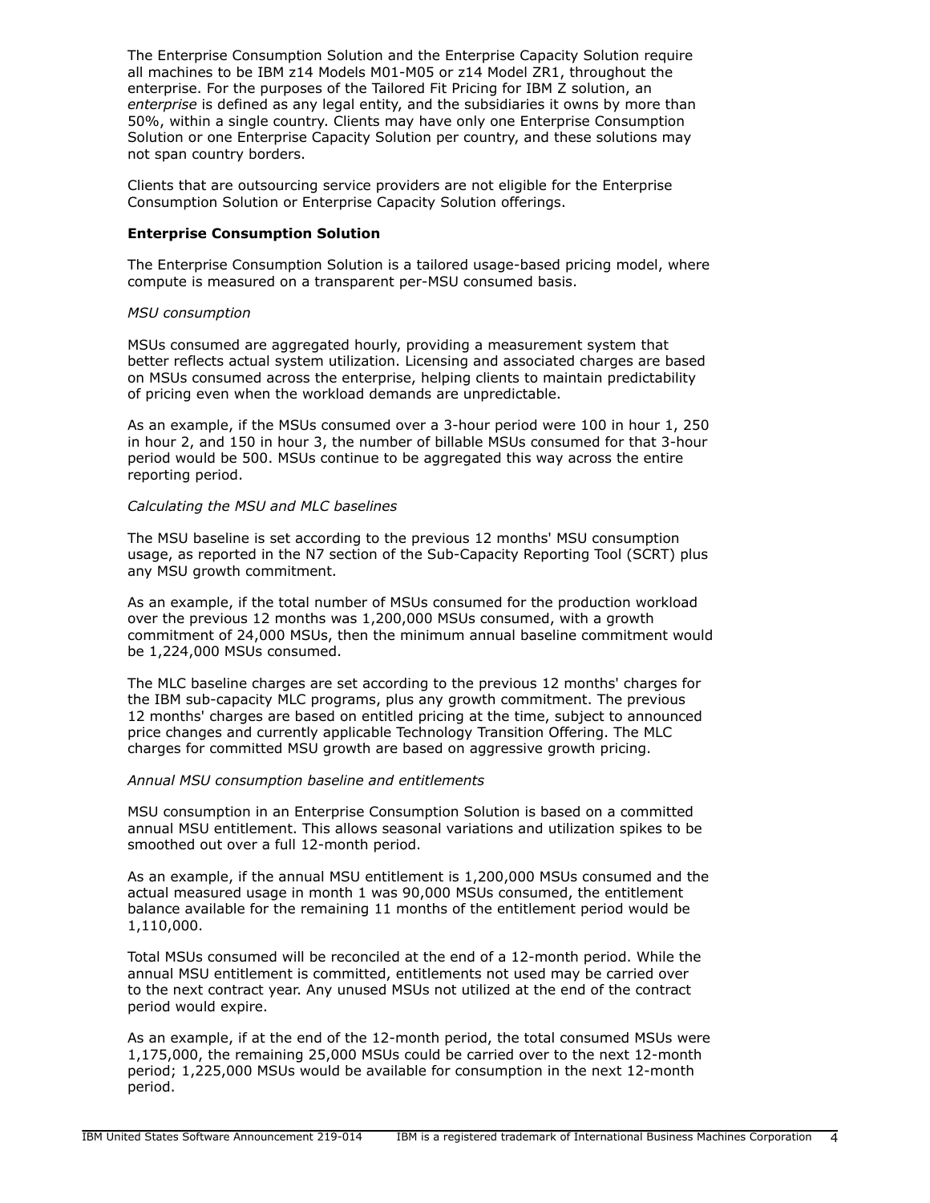The Enterprise Consumption Solution and the Enterprise Capacity Solution require all machines to be IBM z14 Models M01-M05 or z14 Model ZR1, throughout the enterprise. For the purposes of the Tailored Fit Pricing for IBM Z solution, an *enterprise* is defined as any legal entity, and the subsidiaries it owns by more than 50%, within a single country. Clients may have only one Enterprise Consumption Solution or one Enterprise Capacity Solution per country, and these solutions may not span country borders.

Clients that are outsourcing service providers are not eligible for the Enterprise Consumption Solution or Enterprise Capacity Solution offerings.

**Enterprise Consumption Solution**

The Enterprise Consumption Solution is a tailored usage-based pricing model, where compute is measured on a transparent per-MSU consumed basis.

*MSU consumption*

MSUs consumed are aggregated hourly, providing a measurement system that better reflects actual system utilization. Licensing and associated charges are based on MSUs consumed across the enterprise, helping clients to maintain predictability of pricing even when the workload demands are unpredictable.

As an example, if the MSUs consumed over a 3-hour period were 100 in hour 1, 250 in hour 2, and 150 in hour 3, the number of billable MSUs consumed for that 3-hour period would be 500. MSUs continue to be aggregated this way across the entire reporting period.

*Calculating the MSU and MLC baselines*

The MSU baseline is set according to the previous 12 months' MSU consumption usage, as reported in the N7 section of the Sub-Capacity Reporting Tool (SCRT) plus any MSU growth commitment.

As an example, if the total number of MSUs consumed for the production workload over the previous 12 months was 1,200,000 MSUs consumed, with a growth commitment of 24,000 MSUs, then the minimum annual baseline commitment would be 1,224,000 MSUs consumed.

The MLC baseline charges are set according to the previous 12 months' charges for the IBM sub-capacity MLC programs, plus any growth commitment. The previous 12 months' charges are based on entitled pricing at the time, subject to announced price changes and currently applicable Technology Transition Offering. The MLC charges for committed MSU growth are based on aggressive growth pricing.

*Annual MSU consumption baseline and entitlements*

MSU consumption in an Enterprise Consumption Solution is based on a committed annual MSU entitlement. This allows seasonal variations and utilization spikes to be smoothed out over a full 12-month period.

As an example, if the annual MSU entitlement is 1,200,000 MSUs consumed and the actual measured usage in month 1 was 90,000 MSUs consumed, the entitlement balance available for the remaining 11 months of the entitlement period would be 1,110,000.

Total MSUs consumed will be reconciled at the end of a 12-month period. While the annual MSU entitlement is committed, entitlements not used may be carried over to the next contract year. Any unused MSUs not utilized at the end of the contract period would expire.

As an example, if at the end of the 12-month period, the total consumed MSUs were 1,175,000, the remaining 25,000 MSUs could be carried over to the next 12-month period; 1,225,000 MSUs would be available for consumption in the next 12-month period.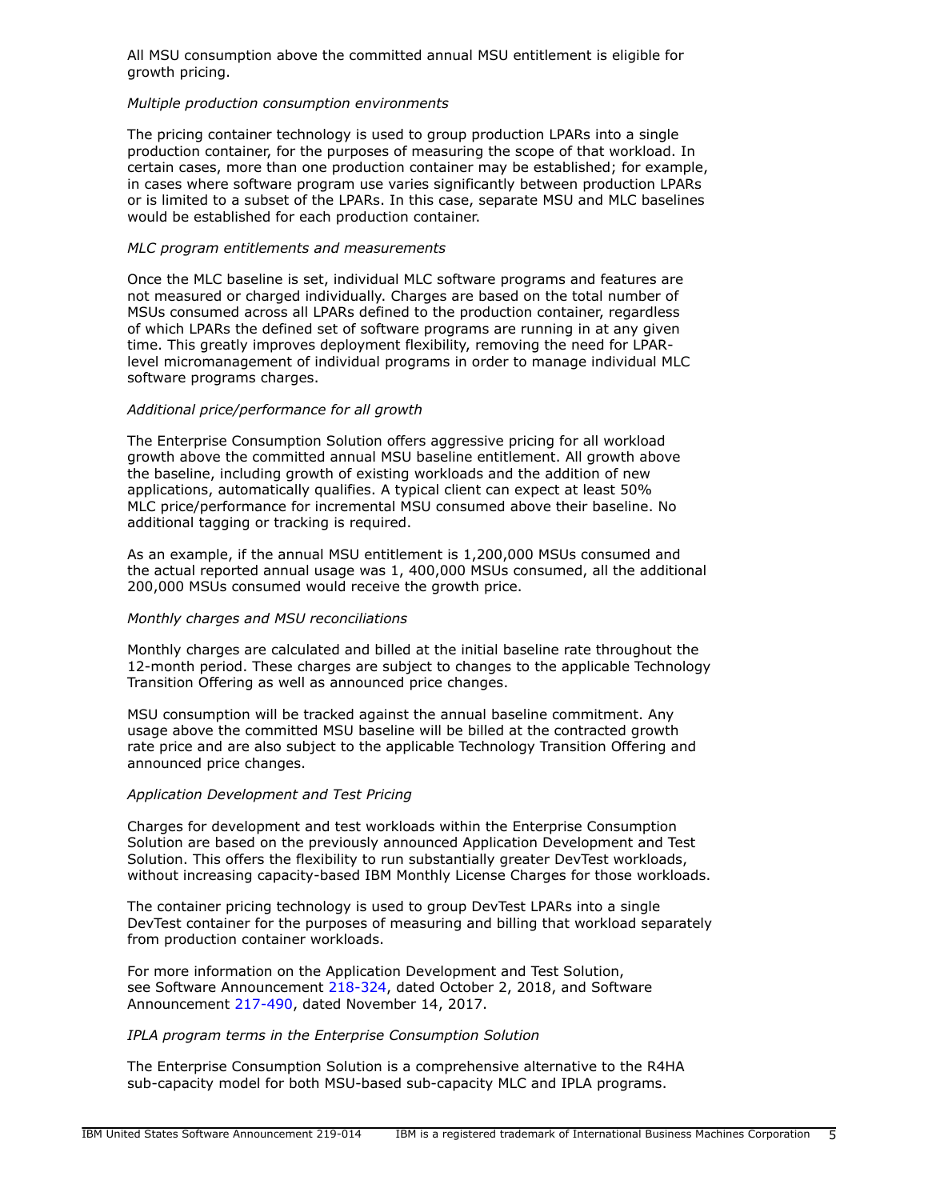All MSU consumption above the committed annual MSU entitlement is eligible for growth pricing.

*Multiple production consumption environments*

The pricing container technology is used to group production LPARs into a single production container, for the purposes of measuring the scope of that workload. In certain cases, more than one production container may be established; for example, in cases where software program use varies significantly between production LPARs or is limited to a subset of the LPARs. In this case, separate MSU and MLC baselines would be established for each production container.

*MLC program entitlements and measurements*

Once the MLC baseline is set, individual MLC software programs and features are not measured or charged individually. Charges are based on the total number of MSUs consumed across all LPARs defined to the production container, regardless of which LPARs the defined set of software programs are running in at any given time. This greatly improves deployment flexibility, removing the need for LPAR-level micromanagement of individual programs in order to manage individual MLC software programs charges.

*Additional price/performance for all growth*

The Enterprise Consumption Solution offers aggressive pricing for all workload growth above the committed annual MSU baseline entitlement. All growth above the baseline, including growth of existing workloads and the addition of new applications, automatically qualifies. A typical client can expect at least 50% MLC price/performance for incremental MSU consumed above their baseline. No additional tagging or tracking is required.

As an example, if the annual MSU entitlement is 1,200,000 MSUs consumed and the actual reported annual usage was 1, 400,000 MSUs consumed, all the additional 200,000 MSUs consumed would receive the growth price.

*Monthly charges and MSU reconciliations*

Monthly charges are calculated and billed at the initial baseline rate throughout the 12-month period. These charges are subject to changes to the applicable Technology Transition Offering as well as announced price changes.

MSU consumption will be tracked against the annual baseline commitment. Any usage above the committed MSU baseline will be billed at the contracted growth rate price and are also subject to the applicable Technology Transition Offering and announced price changes.

*Application Development and Test Pricing*

Charges for development and test workloads within the Enterprise Consumption Solution are based on the previously announced Application Development and Test Solution. This offers the flexibility to run substantially greater DevTest workloads, without increasing capacity-based IBM Monthly License Charges for those workloads.

The container pricing technology is used to group DevTest LPARs into a single DevTest container for the purposes of measuring and billing that workload separately from production container workloads.

For more information on the Application Development and Test Solution, see Software Announcement 218-324, dated October 2, 2018, and Software Announcement 217-490, dated November 14, 2017.

*IPLA program terms in the Enterprise Consumption Solution*

The Enterprise Consumption Solution is a comprehensive alternative to the R4HA sub-capacity model for both MSU-based sub-capacity MLC and IPLA programs.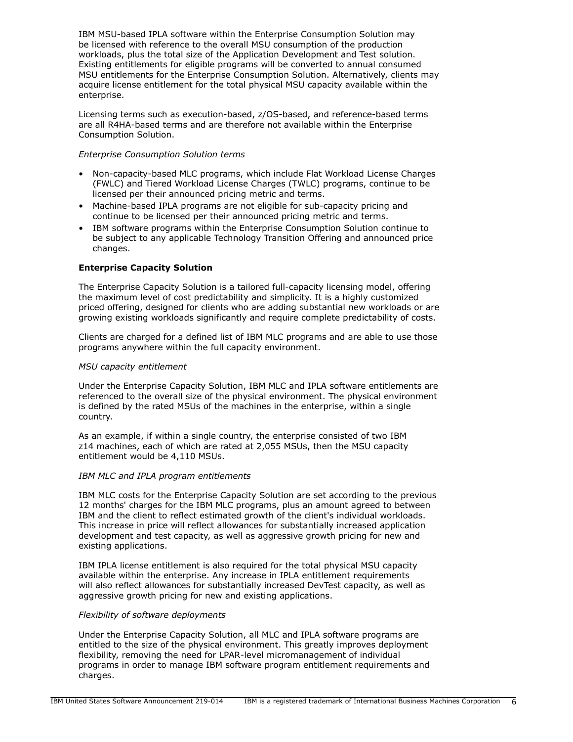IBM MSU-based IPLA software within the Enterprise Consumption Solution may be licensed with reference to the overall MSU consumption of the production workloads, plus the total size of the Application Development and Test solution. Existing entitlements for eligible programs will be converted to annual consumed MSU entitlements for the Enterprise Consumption Solution. Alternatively, clients may acquire license entitlement for the total physical MSU capacity available within the enterprise.

Licensing terms such as execution-based, z/OS-based, and reference-based terms are all R4HA-based terms and are therefore not available within the Enterprise Consumption Solution.

*Enterprise Consumption Solution terms*

- Non-capacity-based MLC programs, which include Flat Workload License Charges (FWLC) and Tiered Workload License Charges (TWLC) programs, continue to be licensed per their announced pricing metric and terms.
- Machine-based IPLA programs are not eligible for sub-capacity pricing and continue to be licensed per their announced pricing metric and terms.
- IBM software programs within the Enterprise Consumption Solution continue to be subject to any applicable Technology Transition Offering and announced price changes.

**Enterprise Capacity Solution**

The Enterprise Capacity Solution is a tailored full-capacity licensing model, offering the maximum level of cost predictability and simplicity. It is a highly customized priced offering, designed for clients who are adding substantial new workloads or are growing existing workloads significantly and require complete predictability of costs.

Clients are charged for a defined list of IBM MLC programs and are able to use those programs anywhere within the full capacity environment.

*MSU capacity entitlement*

Under the Enterprise Capacity Solution, IBM MLC and IPLA software entitlements are referenced to the overall size of the physical environment. The physical environment is defined by the rated MSUs of the machines in the enterprise, within a single country.

As an example, if within a single country, the enterprise consisted of two IBM z14 machines, each of which are rated at 2,055 MSUs, then the MSU capacity entitlement would be 4,110 MSUs.

*IBM MLC and IPLA program entitlements*

IBM MLC costs for the Enterprise Capacity Solution are set according to the previous 12 months' charges for the IBM MLC programs, plus an amount agreed to between IBM and the client to reflect estimated growth of the client's individual workloads. This increase in price will reflect allowances for substantially increased application development and test capacity, as well as aggressive growth pricing for new and existing applications.

IBM IPLA license entitlement is also required for the total physical MSU capacity available within the enterprise. Any increase in IPLA entitlement requirements will also reflect allowances for substantially increased DevTest capacity, as well as aggressive growth pricing for new and existing applications.

*Flexibility of software deployments*

Under the Enterprise Capacity Solution, all MLC and IPLA software programs are entitled to the size of the physical environment. This greatly improves deployment flexibility, removing the need for LPAR-level micromanagement of individual programs in order to manage IBM software program entitlement requirements and charges.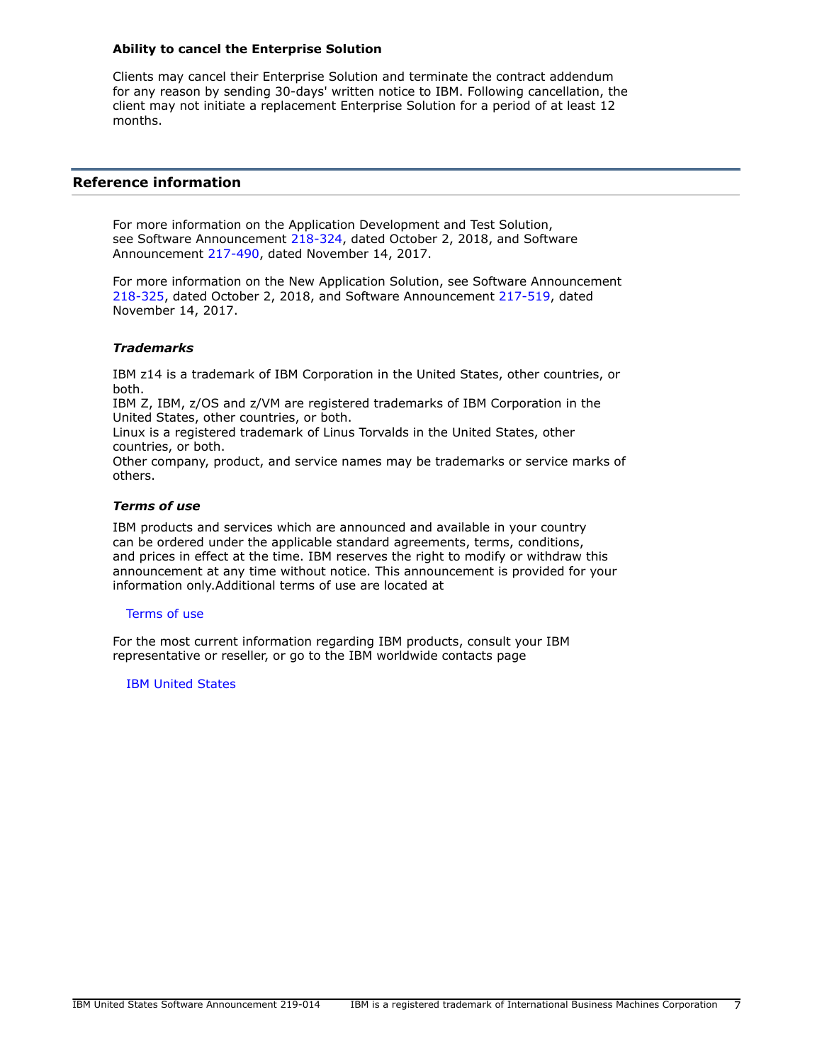**Ability to cancel the Enterprise Solution**

Clients may cancel their Enterprise Solution and terminate the contract addendum for any reason by sending 30-days' written notice to IBM. Following cancellation, the client may not initiate a replacement Enterprise Solution for a period of at least 12 months.

## Reference information

For more information on the Application Development and Test Solution, see Software Announcement 218-324, dated October 2, 2018, and Software Announcement 217-490, dated November 14, 2017.

For more information on the New Application Solution, see Software Announcement 218-325, dated October 2, 2018, and Software Announcement 217-519, dated November 14, 2017.

### *Trademarks*

IBM z14 is a trademark of IBM Corporation in the United States, other countries, or both.
IBM Z, IBM, z/OS and z/VM are registered trademarks of IBM Corporation in the United States, other countries, or both.
Linux is a registered trademark of Linus Torvalds in the United States, other countries, or both.
Other company, product, and service names may be trademarks or service marks of others.

### *Terms of use*

IBM products and services which are announced and available in your country can be ordered under the applicable standard agreements, terms, conditions, and prices in effect at the time. IBM reserves the right to modify or withdraw this announcement at any time without notice. This announcement is provided for your information only.Additional terms of use are located at

Terms of use

For the most current information regarding IBM products, consult your IBM representative or reseller, or go to the IBM worldwide contacts page

IBM United States